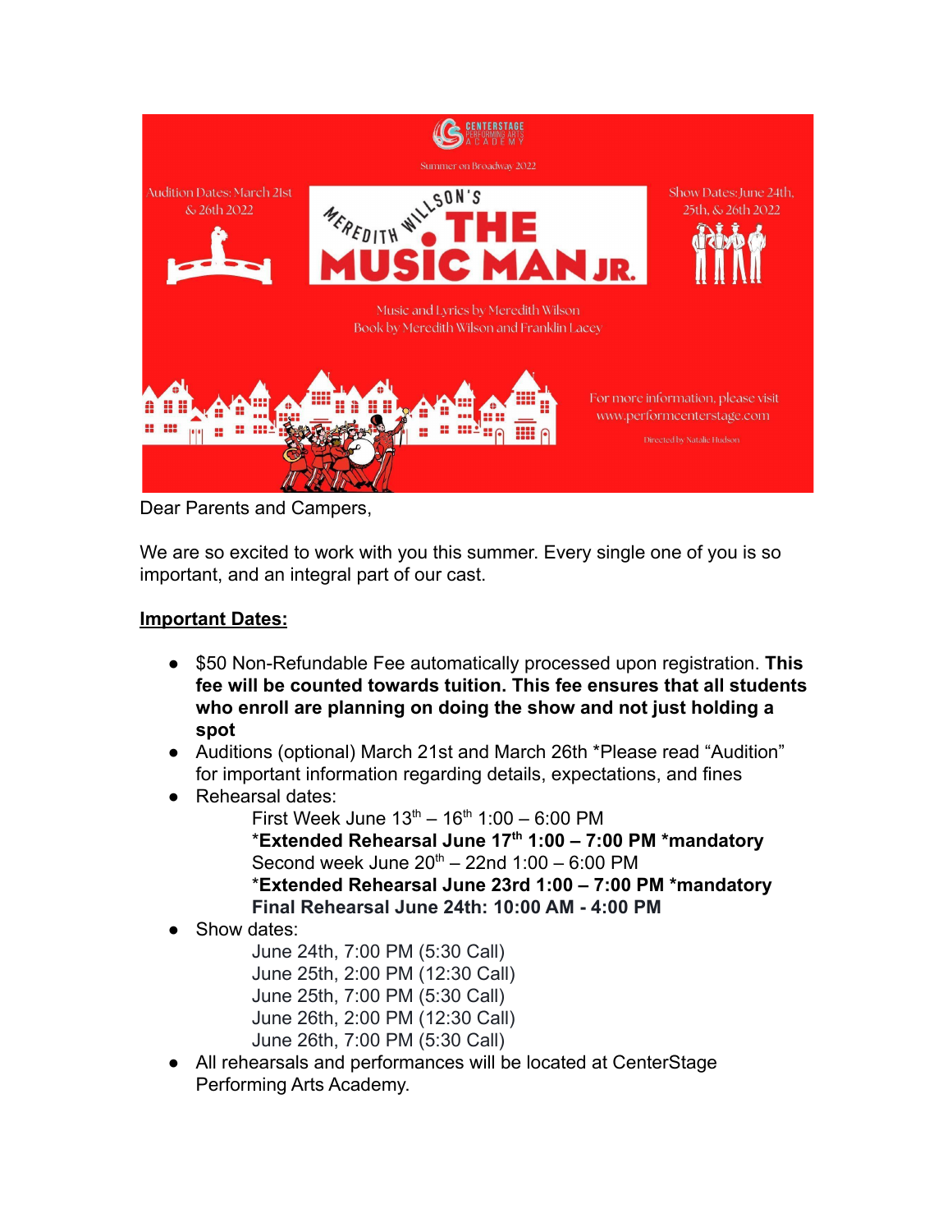CENTERSTAGE PERFORMING ARTS ACADEMY

Summer on Broadway 2022

Audition Dates: March 21st & 26th 2022

MEREDITH WILLSON'S THE MUSIC MAN JR.

Show Dates: June 24th, 25th, & 26th 2022

Music and Lyrics by Meredith Wilson
Book by Meredith Wilson and Franklin Lacey

For more information, please visit www.performcenterstage.com

Directed by Natalie Hudson

Dear Parents and Campers,

We are so excited to work with you this summer. Every single one of you is so important, and an integral part of our cast.

**Important Dates:**

- $50 Non-Refundable Fee automatically processed upon registration. **This fee will be counted towards tuition. This fee ensures that all students who enroll are planning on doing the show and not just holding a spot**
- Auditions (optional) March 21st and March 26th *Please read "Audition" for important information regarding details, expectations, and fines
- Rehearsal dates:
  - First Week June 13th – 16th 1:00 – 6:00 PM
  - ***Extended Rehearsal June 17th 1:00 – 7:00 PM *mandatory**
  - Second week June 20th – 22nd 1:00 – 6:00 PM
  - ***Extended Rehearsal June 23rd 1:00 – 7:00 PM *mandatory**
  - **Final Rehearsal June 24th: 10:00 AM - 4:00 PM**
- Show dates:
  - June 24th, 7:00 PM (5:30 Call)
  - June 25th, 2:00 PM (12:30 Call)
  - June 25th, 7:00 PM (5:30 Call)
  - June 26th, 2:00 PM (12:30 Call)
  - June 26th, 7:00 PM (5:30 Call)
- All rehearsals and performances will be located at CenterStage Performing Arts Academy.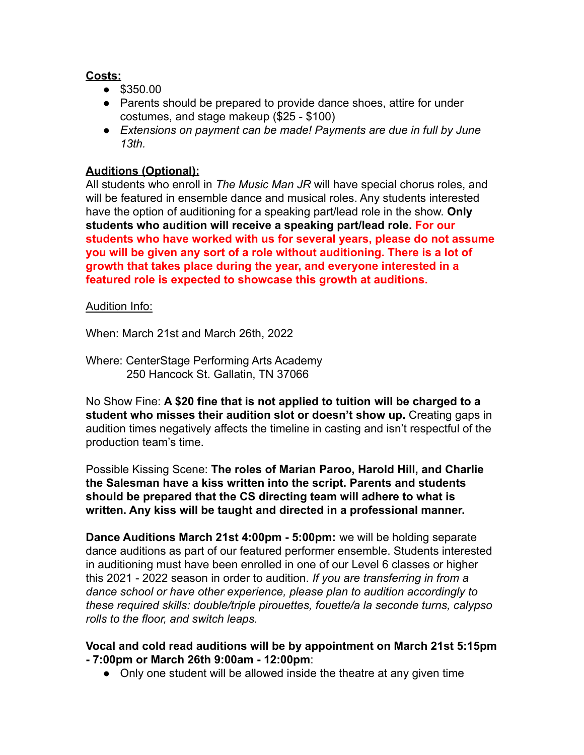**Costs:**

- $350.00
- Parents should be prepared to provide dance shoes, attire for under costumes, and stage makeup ($25 - $100)
- *Extensions on payment can be made! Payments are due in full by June 13th.*

**Auditions (Optional):**

All students who enroll in *The Music Man JR* will have special chorus roles, and will be featured in ensemble dance and musical roles. Any students interested have the option of auditioning for a speaking part/lead role in the show. **Only students who audition will receive a speaking part/lead role. For our students who have worked with us for several years, please do not assume you will be given any sort of a role without auditioning. There is a lot of growth that takes place during the year, and everyone interested in a featured role is expected to showcase this growth at auditions.**

Audition Info:

When: March 21st and March 26th, 2022

Where: CenterStage Performing Arts Academy
250 Hancock St. Gallatin, TN 37066

No Show Fine: **A $20 fine that is not applied to tuition will be charged to a student who misses their audition slot or doesn't show up.** Creating gaps in audition times negatively affects the timeline in casting and isn't respectful of the production team's time.

Possible Kissing Scene: **The roles of Marian Paroo, Harold Hill, and Charlie the Salesman have a kiss written into the script. Parents and students should be prepared that the CS directing team will adhere to what is written. Any kiss will be taught and directed in a professional manner.**

**Dance Auditions March 21st 4:00pm - 5:00pm:** we will be holding separate dance auditions as part of our featured performer ensemble. Students interested in auditioning must have been enrolled in one of our Level 6 classes or higher this 2021 - 2022 season in order to audition. *If you are transferring in from a dance school or have other experience, please plan to audition accordingly to these required skills: double/triple pirouettes, fouette/a la seconde turns, calypso rolls to the floor, and switch leaps.*

**Vocal and cold read auditions will be by appointment on March 21st 5:15pm - 7:00pm or March 26th 9:00am - 12:00pm**:

- Only one student will be allowed inside the theatre at any given time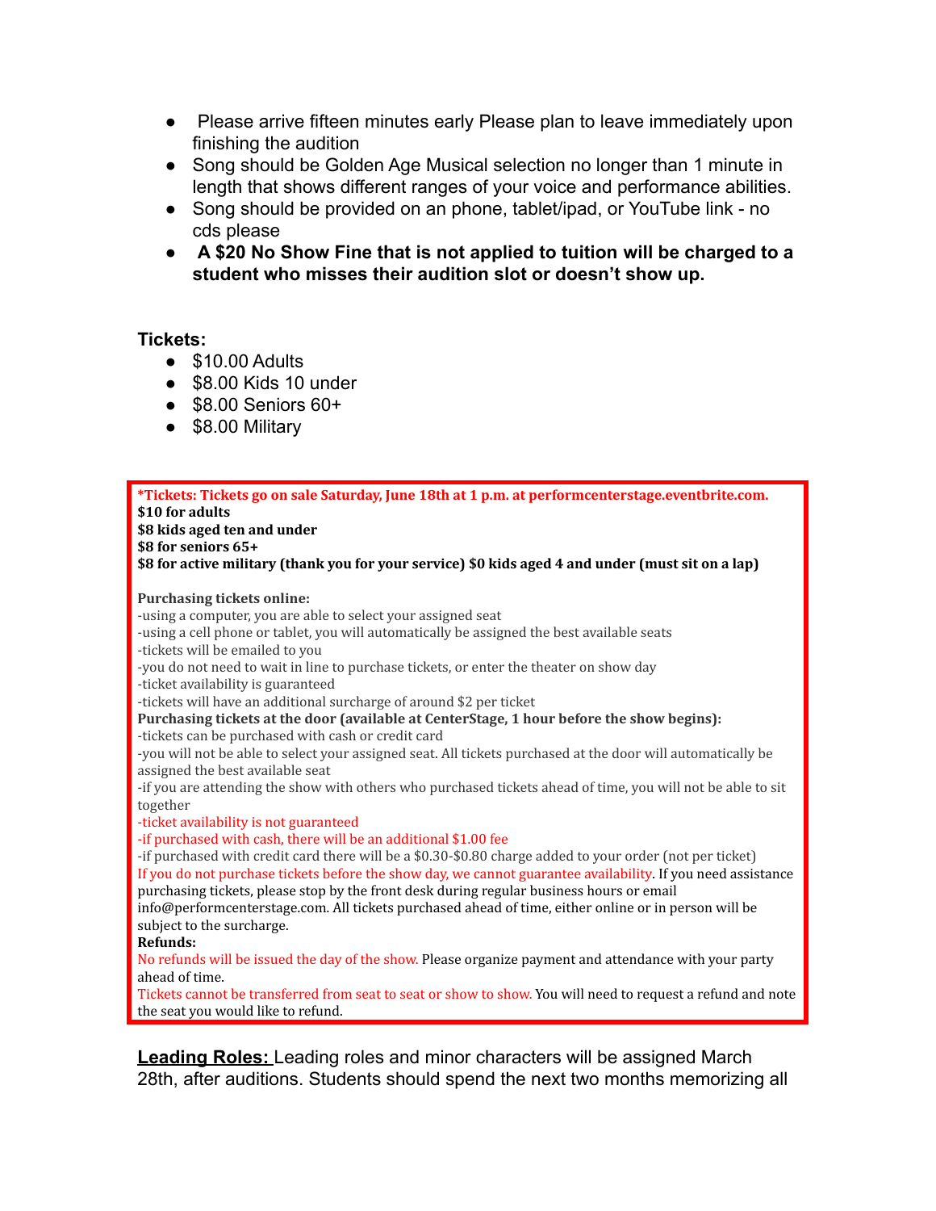- Please arrive fifteen minutes early Please plan to leave immediately upon finishing the audition
- Song should be Golden Age Musical selection no longer than 1 minute in length that shows different ranges of your voice and performance abilities.
- Song should be provided on an phone, tablet/ipad, or YouTube link - no cds please
- **A $20 No Show Fine that is not applied to tuition will be charged to a student who misses their audition slot or doesn't show up.**

**Tickets:**

- $10.00 Adults
- $8.00 Kids 10 under
- $8.00 Seniors 60+
- $8.00 Military

**\*Tickets: Tickets go on sale Saturday, June 18th at 1 p.m. at performcenterstage.eventbrite.com.**
**$10 for adults**
**$8 kids aged ten and under**
**$8 for seniors 65+**
**$8 for active military (thank you for your service) $0 kids aged 4 and under (must sit on a lap)**

**Purchasing tickets online:**
-using a computer, you are able to select your assigned seat
-using a cell phone or tablet, you will automatically be assigned the best available seats
-tickets will be emailed to you
-you do not need to wait in line to purchase tickets, or enter the theater on show day
-ticket availability is guaranteed
-tickets will have an additional surcharge of around $2 per ticket
**Purchasing tickets at the door (available at CenterStage, 1 hour before the show begins):**
-tickets can be purchased with cash or credit card
-you will not be able to select your assigned seat. All tickets purchased at the door will automatically be assigned the best available seat
-if you are attending the show with others who purchased tickets ahead of time, you will not be able to sit together
-ticket availability is not guaranteed
-if purchased with cash, there will be an additional $1.00 fee
-if purchased with credit card there will be a $0.30-$0.80 charge added to your order (not per ticket)
If you do not purchase tickets before the show day, we cannot guarantee availability. If you need assistance purchasing tickets, please stop by the front desk during regular business hours or email info@performcenterstage.com. All tickets purchased ahead of time, either online or in person will be subject to the surcharge.
**Refunds:**
No refunds will be issued the day of the show. Please organize payment and attendance with your party ahead of time.
Tickets cannot be transferred from seat to seat or show to show. You will need to request a refund and note the seat you would like to refund.

**Leading Roles:** Leading roles and minor characters will be assigned March 28th, after auditions. Students should spend the next two months memorizing all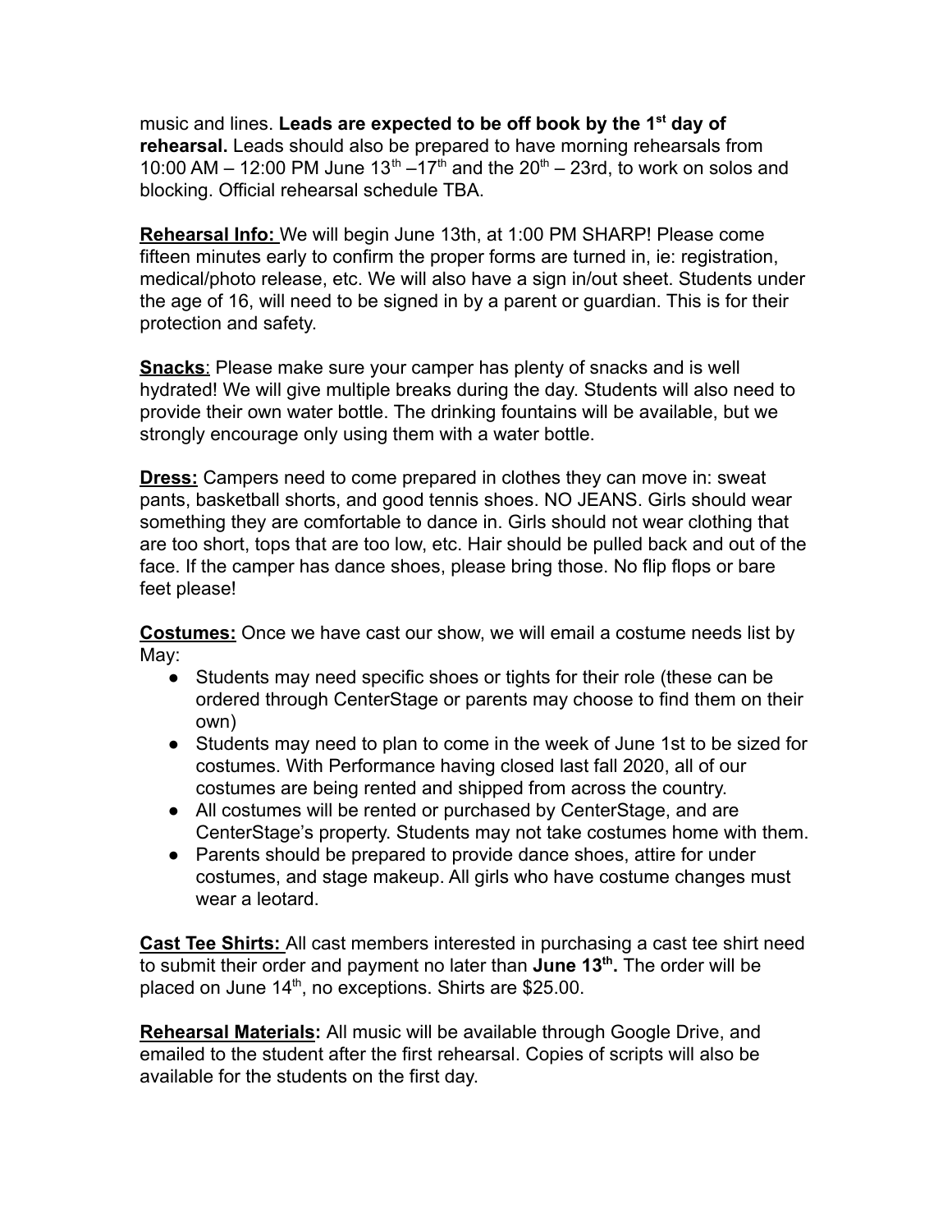music and lines. **Leads are expected to be off book by the 1st day of rehearsal.** Leads should also be prepared to have morning rehearsals from 10:00 AM – 12:00 PM June 13th –17th and the 20th – 23rd, to work on solos and blocking. Official rehearsal schedule TBA.

**Rehearsal Info:** We will begin June 13th, at 1:00 PM SHARP! Please come fifteen minutes early to confirm the proper forms are turned in, ie: registration, medical/photo release, etc. We will also have a sign in/out sheet. Students under the age of 16, will need to be signed in by a parent or guardian. This is for their protection and safety.

**Snacks**: Please make sure your camper has plenty of snacks and is well hydrated! We will give multiple breaks during the day. Students will also need to provide their own water bottle. The drinking fountains will be available, but we strongly encourage only using them with a water bottle.

**Dress:** Campers need to come prepared in clothes they can move in: sweat pants, basketball shorts, and good tennis shoes. NO JEANS. Girls should wear something they are comfortable to dance in. Girls should not wear clothing that are too short, tops that are too low, etc. Hair should be pulled back and out of the face. If the camper has dance shoes, please bring those. No flip flops or bare feet please!

**Costumes:** Once we have cast our show, we will email a costume needs list by May:

- Students may need specific shoes or tights for their role (these can be ordered through CenterStage or parents may choose to find them on their own)
- Students may need to plan to come in the week of June 1st to be sized for costumes. With Performance having closed last fall 2020, all of our costumes are being rented and shipped from across the country.
- All costumes will be rented or purchased by CenterStage, and are CenterStage's property. Students may not take costumes home with them.
- Parents should be prepared to provide dance shoes, attire for under costumes, and stage makeup. All girls who have costume changes must wear a leotard.

**Cast Tee Shirts:** All cast members interested in purchasing a cast tee shirt need to submit their order and payment no later than **June 13th.** The order will be placed on June 14th, no exceptions. Shirts are $25.00.

**Rehearsal Materials:** All music will be available through Google Drive, and emailed to the student after the first rehearsal. Copies of scripts will also be available for the students on the first day.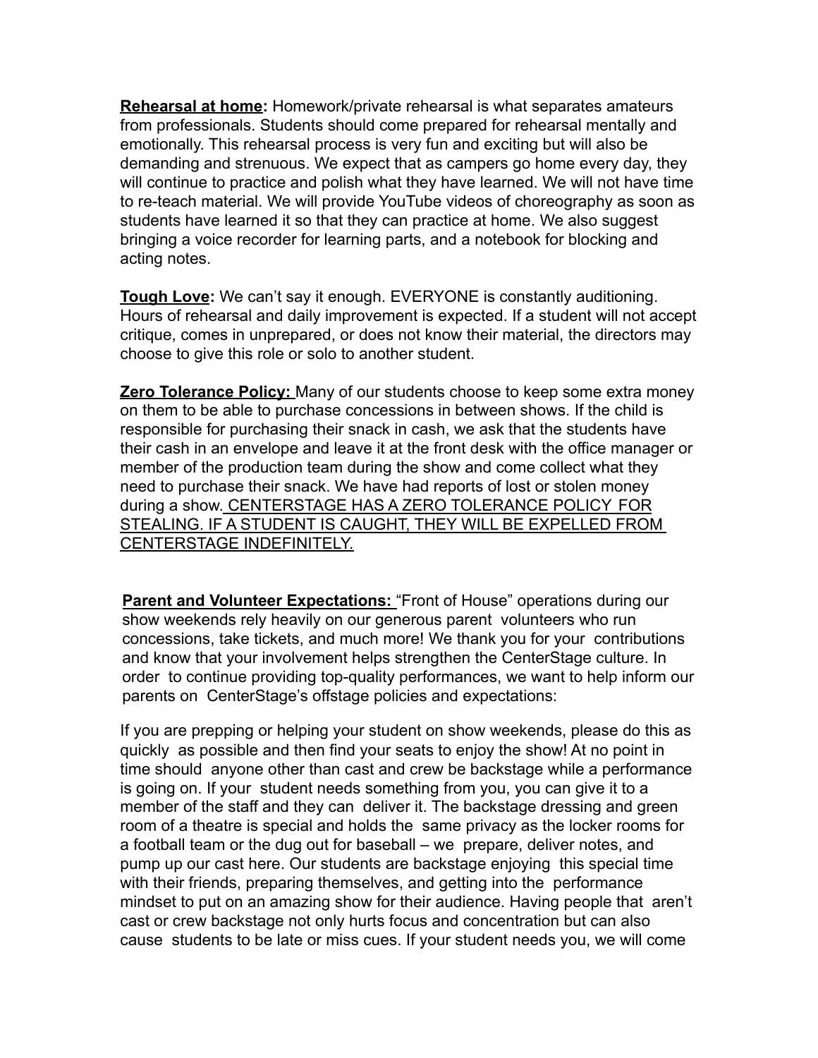**<u>Rehearsal at home</u>:** Homework/private rehearsal is what separates amateurs from professionals. Students should come prepared for rehearsal mentally and emotionally. This rehearsal process is very fun and exciting but will also be demanding and strenuous. We expect that as campers go home every day, they will continue to practice and polish what they have learned. We will not have time to re-teach material. We will provide YouTube videos of choreography as soon as students have learned it so that they can practice at home. We also suggest bringing a voice recorder for learning parts, and a notebook for blocking and acting notes.

**<u>Tough Love</u>:** We can't say it enough. EVERYONE is constantly auditioning. Hours of rehearsal and daily improvement is expected. If a student will not accept critique, comes in unprepared, or does not know their material, the directors may choose to give this role or solo to another student.

**<u>Zero Tolerance Policy:</u>** Many of our students choose to keep some extra money on them to be able to purchase concessions in between shows. If the child is responsible for purchasing their snack in cash, we ask that the students have their cash in an envelope and leave it at the front desk with the office manager or member of the production team during the show and come collect what they need to purchase their snack. We have had reports of lost or stolen money during a show. <u>CENTERSTAGE HAS A ZERO TOLERANCE POLICY FOR STEALING. IF A STUDENT IS CAUGHT, THEY WILL BE EXPELLED FROM CENTERSTAGE INDEFINITELY.</u>

**<u>Parent and Volunteer Expectations:</u>** "Front of House" operations during our show weekends rely heavily on our generous parent volunteers who run concessions, take tickets, and much more! We thank you for your contributions and know that your involvement helps strengthen the CenterStage culture. In order to continue providing top-quality performances, we want to help inform our parents on CenterStage's offstage policies and expectations:

If you are prepping or helping your student on show weekends, please do this as quickly as possible and then find your seats to enjoy the show! At no point in time should anyone other than cast and crew be backstage while a performance is going on. If your student needs something from you, you can give it to a member of the staff and they can deliver it. The backstage dressing and green room of a theatre is special and holds the same privacy as the locker rooms for a football team or the dug out for baseball – we prepare, deliver notes, and pump up our cast here. Our students are backstage enjoying this special time with their friends, preparing themselves, and getting into the performance mindset to put on an amazing show for their audience. Having people that aren't cast or crew backstage not only hurts focus and concentration but can also cause students to be late or miss cues. If your student needs you, we will come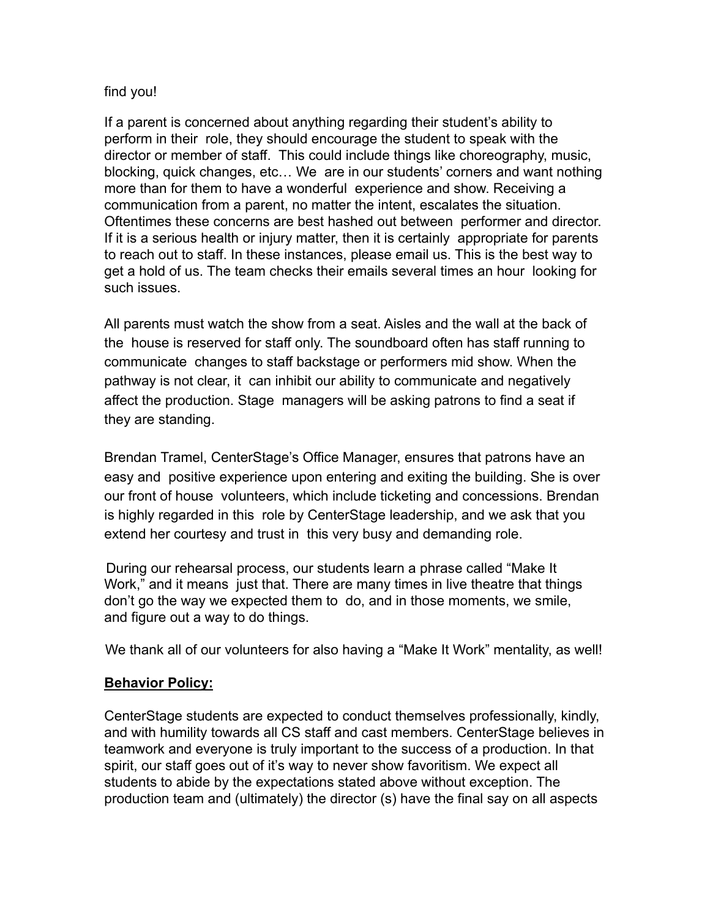find you!

If a parent is concerned about anything regarding their student's ability to perform in their role, they should encourage the student to speak with the director or member of staff. This could include things like choreography, music, blocking, quick changes, etc… We are in our students' corners and want nothing more than for them to have a wonderful experience and show. Receiving a communication from a parent, no matter the intent, escalates the situation. Oftentimes these concerns are best hashed out between performer and director. If it is a serious health or injury matter, then it is certainly appropriate for parents to reach out to staff. In these instances, please email us. This is the best way to get a hold of us. The team checks their emails several times an hour looking for such issues.

All parents must watch the show from a seat. Aisles and the wall at the back of the house is reserved for staff only. The soundboard often has staff running to communicate changes to staff backstage or performers mid show. When the pathway is not clear, it can inhibit our ability to communicate and negatively affect the production. Stage managers will be asking patrons to find a seat if they are standing.

Brendan Tramel, CenterStage's Office Manager, ensures that patrons have an easy and positive experience upon entering and exiting the building. She is over our front of house volunteers, which include ticketing and concessions. Brendan is highly regarded in this role by CenterStage leadership, and we ask that you extend her courtesy and trust in this very busy and demanding role.

During our rehearsal process, our students learn a phrase called "Make It Work," and it means just that. There are many times in live theatre that things don't go the way we expected them to do, and in those moments, we smile, and figure out a way to do things.

We thank all of our volunteers for also having a "Make It Work" mentality, as well!

**Behavior Policy:**

CenterStage students are expected to conduct themselves professionally, kindly, and with humility towards all CS staff and cast members. CenterStage believes in teamwork and everyone is truly important to the success of a production. In that spirit, our staff goes out of it's way to never show favoritism. We expect all students to abide by the expectations stated above without exception. The production team and (ultimately) the director (s) have the final say on all aspects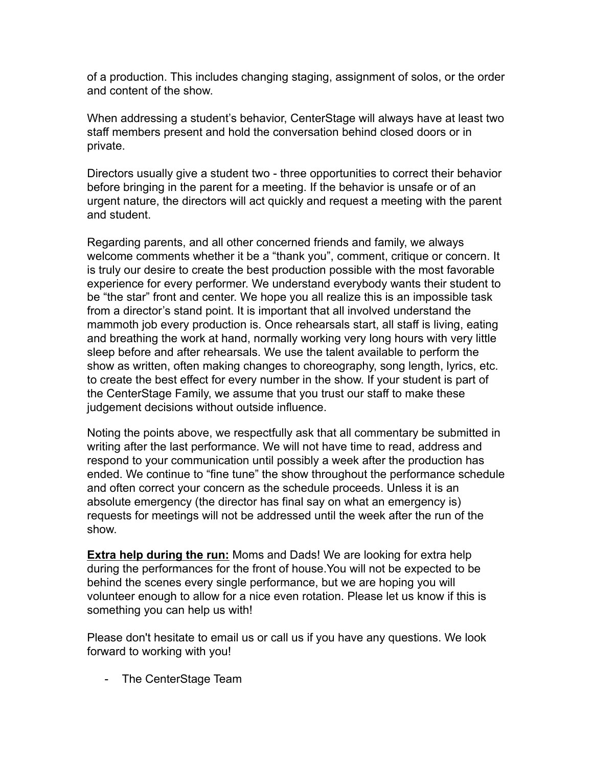of a production. This includes changing staging, assignment of solos, or the order and content of the show.

When addressing a student's behavior, CenterStage will always have at least two staff members present and hold the conversation behind closed doors or in private.

Directors usually give a student two - three opportunities to correct their behavior before bringing in the parent for a meeting. If the behavior is unsafe or of an urgent nature, the directors will act quickly and request a meeting with the parent and student.

Regarding parents, and all other concerned friends and family, we always welcome comments whether it be a "thank you", comment, critique or concern. It is truly our desire to create the best production possible with the most favorable experience for every performer. We understand everybody wants their student to be "the star" front and center. We hope you all realize this is an impossible task from a director's stand point. It is important that all involved understand the mammoth job every production is. Once rehearsals start, all staff is living, eating and breathing the work at hand, normally working very long hours with very little sleep before and after rehearsals. We use the talent available to perform the show as written, often making changes to choreography, song length, lyrics, etc. to create the best effect for every number in the show. If your student is part of the CenterStage Family, we assume that you trust our staff to make these judgement decisions without outside influence.

Noting the points above, we respectfully ask that all commentary be submitted in writing after the last performance. We will not have time to read, address and respond to your communication until possibly a week after the production has ended. We continue to "fine tune" the show throughout the performance schedule and often correct your concern as the schedule proceeds. Unless it is an absolute emergency (the director has final say on what an emergency is) requests for meetings will not be addressed until the week after the run of the show.

**Extra help during the run:** Moms and Dads! We are looking for extra help during the performances for the front of house.You will not be expected to be behind the scenes every single performance, but we are hoping you will volunteer enough to allow for a nice even rotation. Please let us know if this is something you can help us with!

Please don't hesitate to email us or call us if you have any questions. We look forward to working with you!

- The CenterStage Team